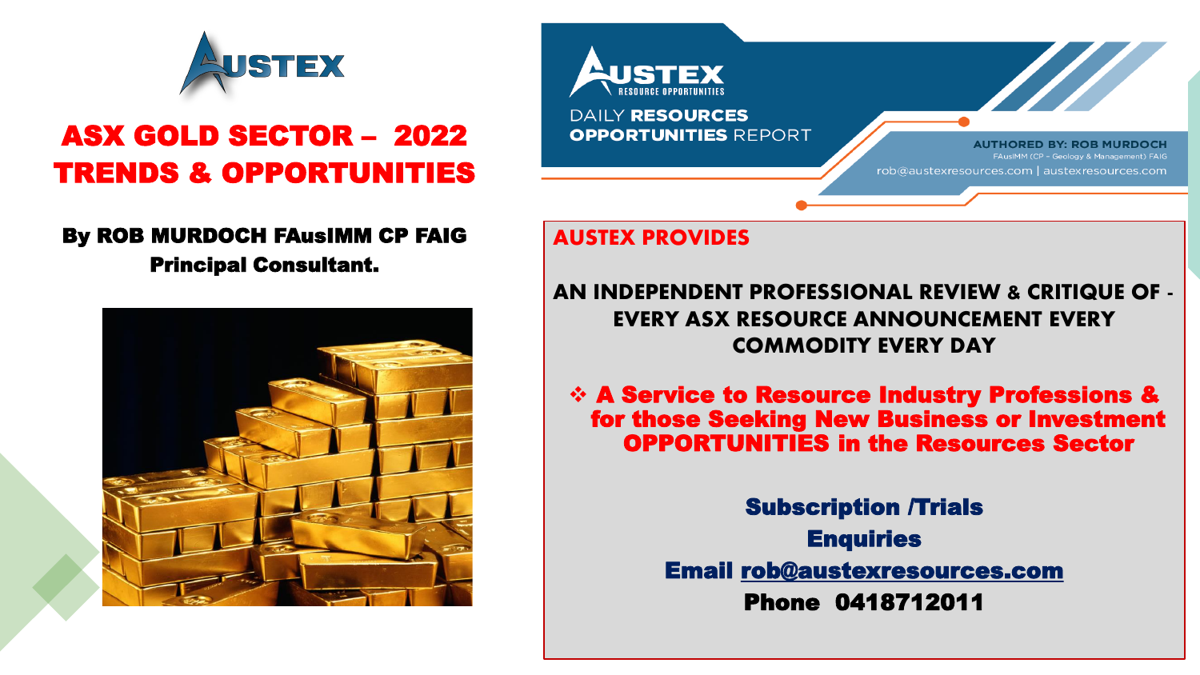AUSTEX

# ASX GOLD SECTOR – 2022 TRENDS & OPPORTUNITIES

**By ROB MURDOCH FAusIMM CP FAIG**
**Principal Consultant.**

AUSTEX RESOURCE OPPORTUNITIES

DAILY **RESOURCES OPPORTUNITIES** REPORT

**AUTHORED BY: ROB MURDOCH**
FAusIMM (CP – Geology & Management) FAIG
rob@austexresources.com | austexresources.com

## AUSTEX PROVIDES

**AN INDEPENDENT PROFESSIONAL REVIEW & CRITIQUE OF - EVERY ASX RESOURCE ANNOUNCEMENT EVERY COMMODITY EVERY DAY**

- **A Service to Resource Industry Professions & for those Seeking New Business or Investment OPPORTUNITIES in the Resources Sector**

**Subscription /Trials**
**Enquiries**
**Email rob@austexresources.com**
**Phone 0418712011**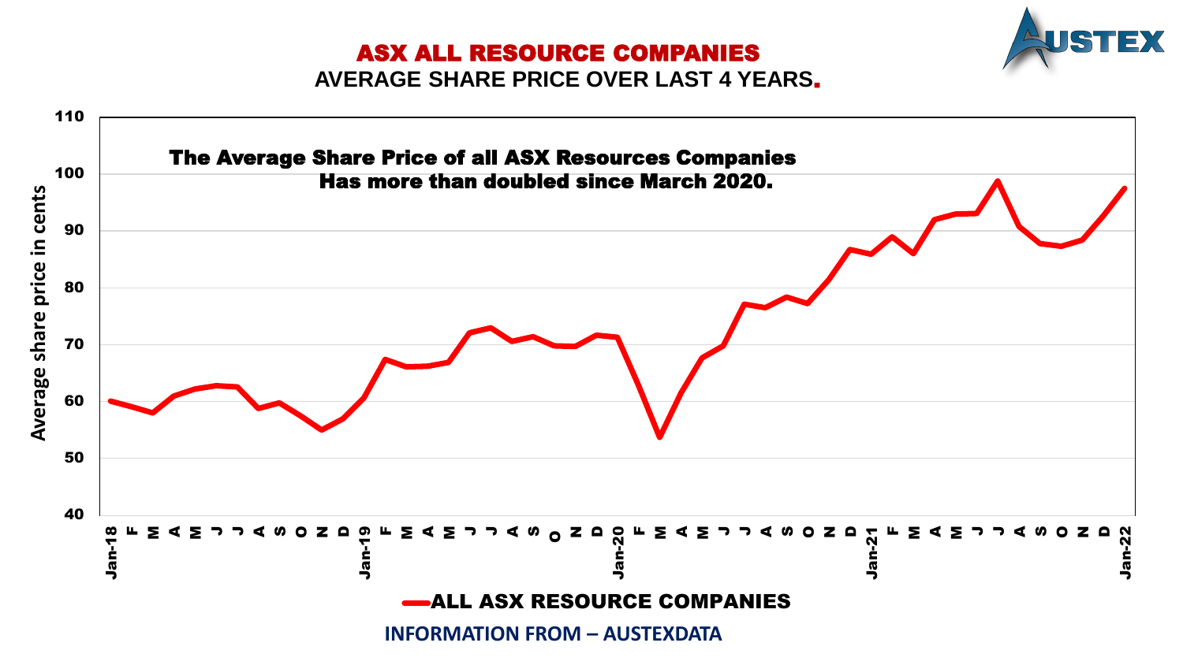# ASX ALL RESOURCE COMPANIES

## AVERAGE SHARE PRICE OVER LAST 4 YEARS.

**The Average Share Price of all ASX Resources Companies Has more than doubled since March 2020.**

Average share price in cents

ALL ASX RESOURCE COMPANIES

**INFORMATION FROM – AUSTEXDATA**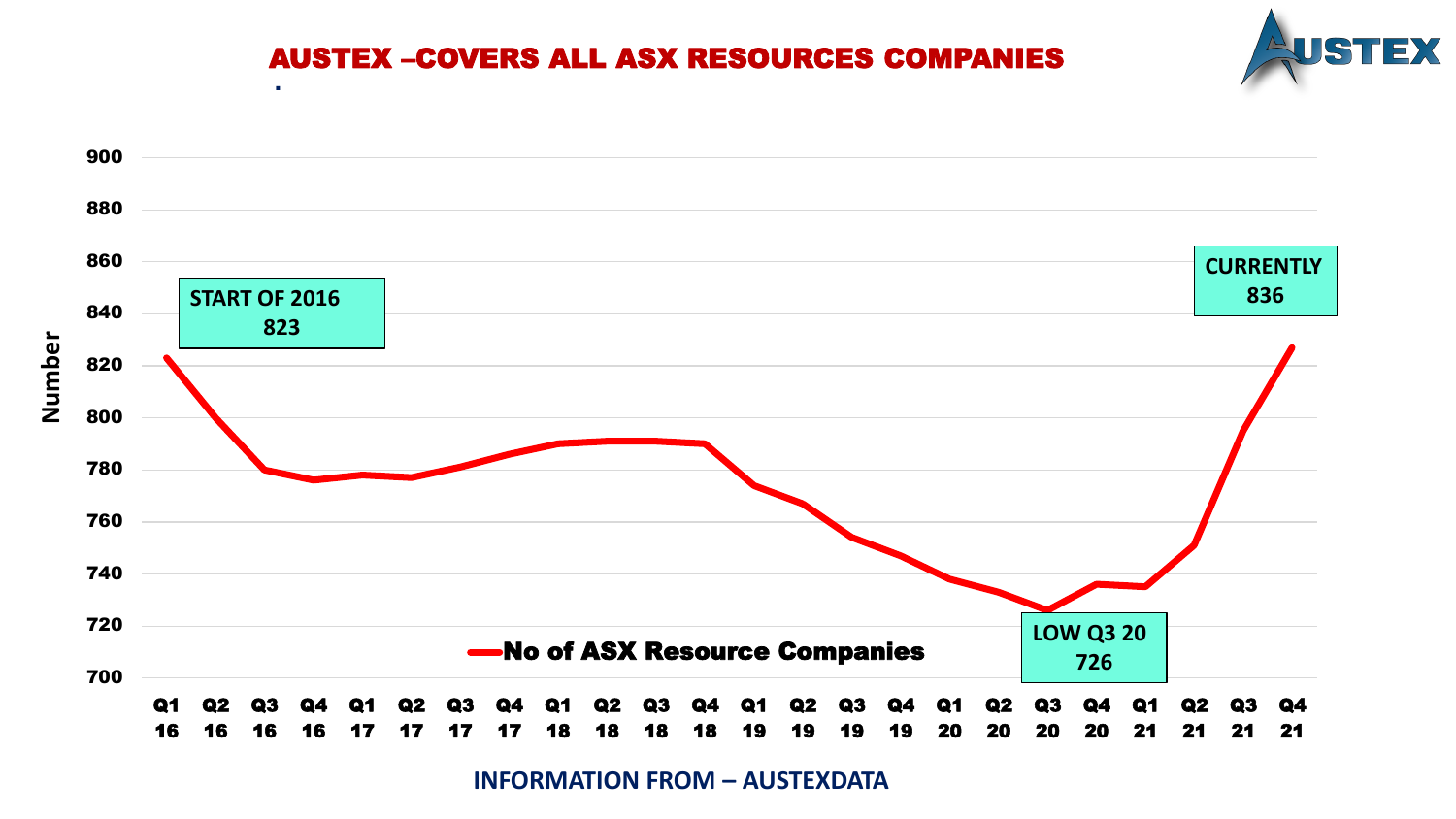# AUSTEX –COVERS ALL ASX RESOURCES COMPANIES

Number

900
880
860
840
820
800
780
760
740
720
700

START OF 2016
823

CURRENTLY
836

LOW Q3 20
726

No of ASX Resource Companies

Q1 16 | Q2 16 | Q3 16 | Q4 16 | Q1 17 | Q2 17 | Q3 17 | Q4 17 | Q1 18 | Q2 18 | Q3 18 | Q4 18 | Q1 19 | Q2 19 | Q3 19 | Q4 19 | Q1 20 | Q2 20 | Q3 20 | Q4 20 | Q1 21 | Q2 21 | Q3 21 | Q4 21

INFORMATION FROM – AUSTEXDATA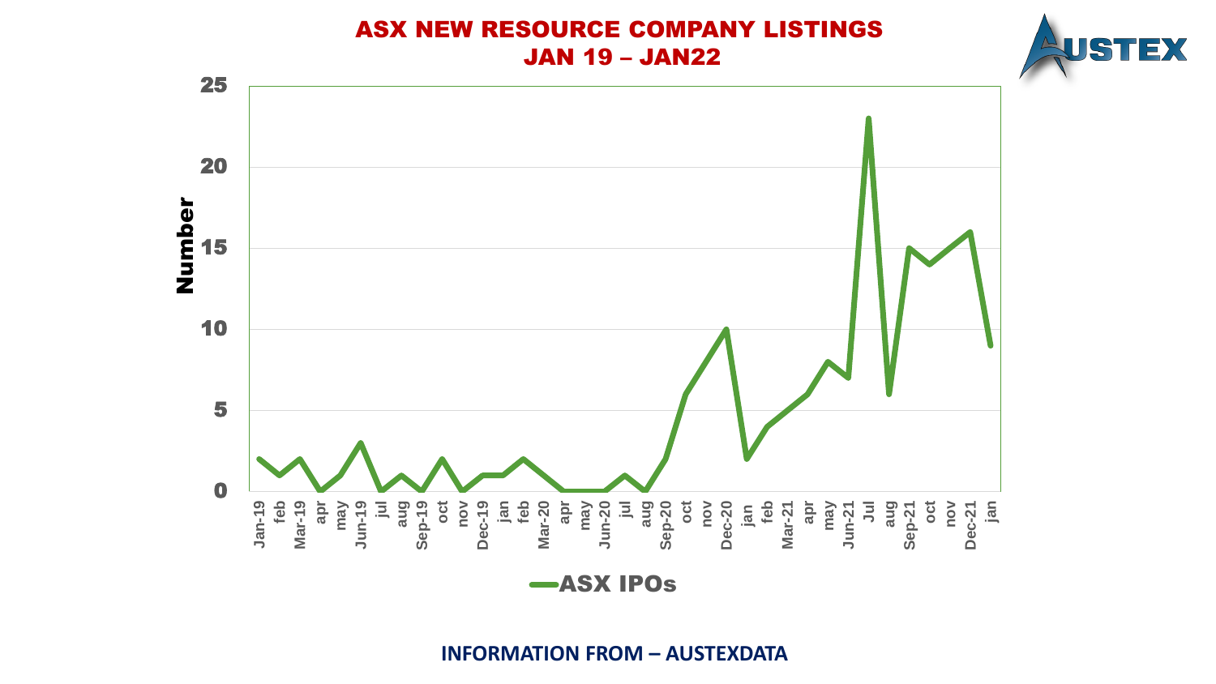# ASX NEW RESOURCE COMPANY LISTINGS
## JAN 19 – JAN22

| Month | ASX IPOs |
|---|---|
| Jan-19 | 2 |
| feb | 1 |
| Mar-19 | 2 |
| apr | 0 |
| may | 1 |
| Jun-19 | 3 |
| jul | 0 |
| aug | 1 |
| Sep-19 | 0 |
| oct | 2 |
| nov | 0 |
| Dec-19 | 1 |
| jan | 1 |
| feb | 2 |
| Mar-20 | 1 |
| apr | 0 |
| may | 0 |
| Jun-20 | 0 |
| jul | 1 |
| aug | 0 |
| Sep-20 | 2 |
| oct | 6 |
| nov | 8 |
| Dec-20 | 10 |
| jan | 2 |
| feb | 4 |
| Mar-21 | 5 |
| apr | 6 |
| may | 8 |
| Jun-21 | 7 |
| Jul | 23 |
| aug | 6 |
| Sep-21 | 15 |
| oct | 14 |
| nov | 15 |
| Dec-21 | 16 |
| jan | 9 |

INFORMATION FROM – AUSTEXDATA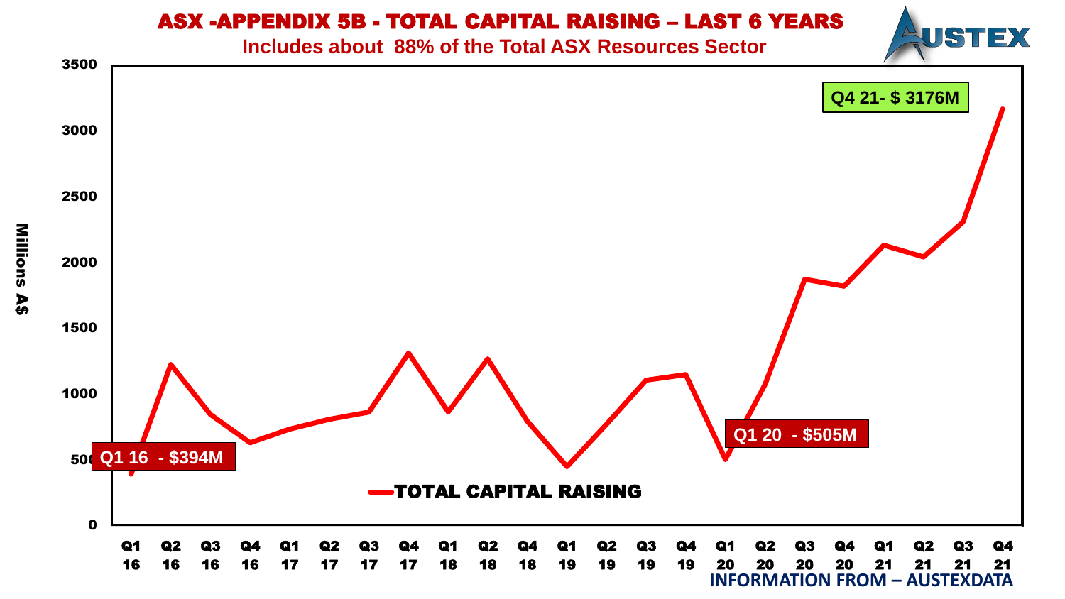# ASX -APPENDIX 5B - TOTAL CAPITAL RAISING – LAST 6 YEARS

**Includes about 88% of the Total ASX Resources Sector**

Millions A$

Q4 21- $ 3176M

Q1 20 - $505M

Q1 16 - $394M

TOTAL CAPITAL RAISING

Q1 16, Q2 16, Q3 16, Q4 16, Q1 17, Q2 17, Q3 17, Q4 17, Q1 18, Q2 18, Q4 18, Q1 19, Q2 19, Q3 19, Q4 19, Q1 20, Q2 20, Q3 20, Q4 20, Q1 21, Q2 21, Q3 21, Q4 21

INFORMATION FROM – AUSTEXDATA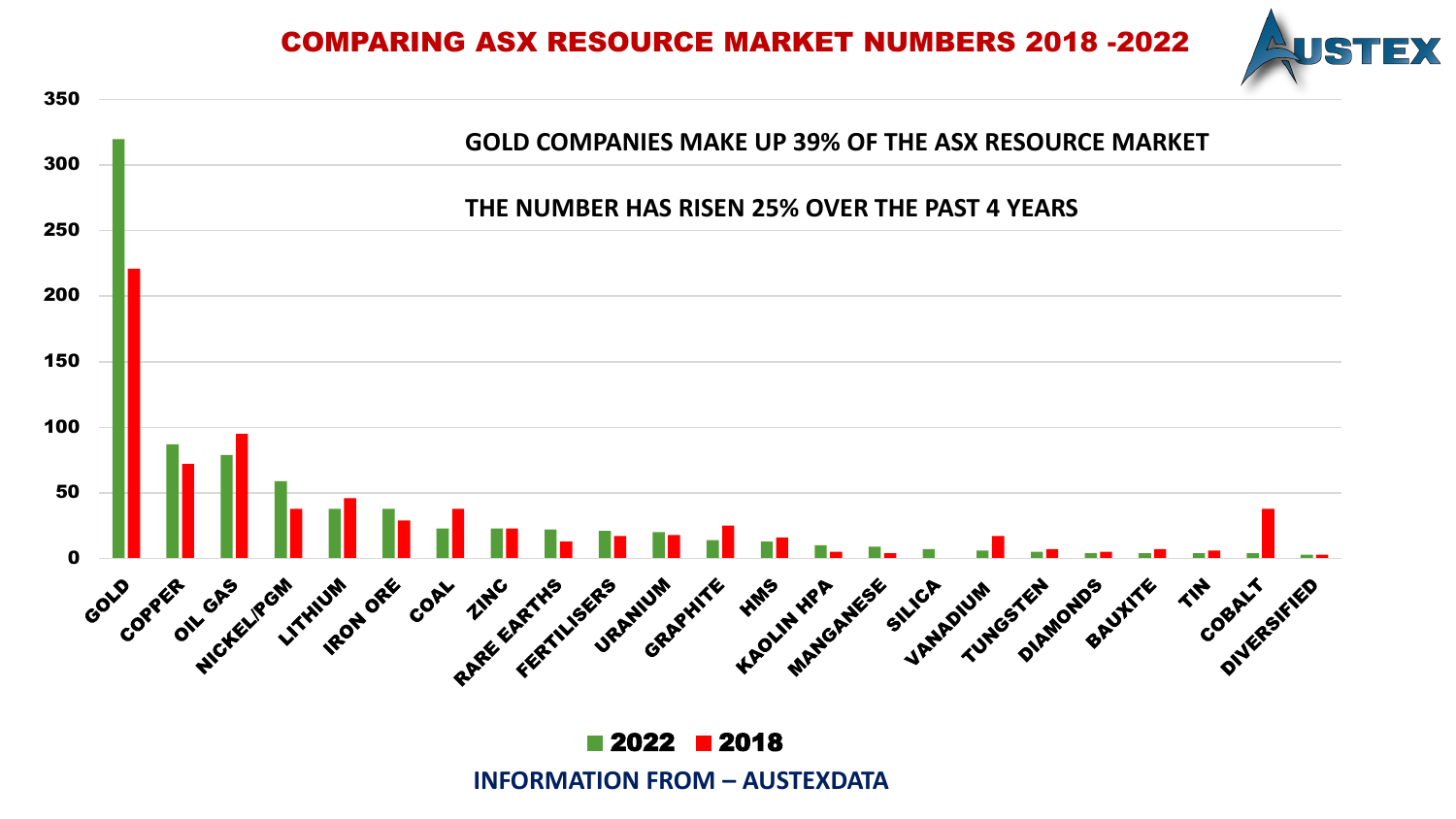# COMPARING ASX RESOURCE MARKET NUMBERS 2018 -2022

GOLD COMPANIES MAKE UP 39% OF THE ASX RESOURCE MARKET

THE NUMBER HAS RISEN 25% OVER THE PAST 4 YEARS

■ 2022 ■ 2018

GOLD, COPPER, OIL GAS, NICKEL/PGM, LITHIUM, IRON ORE, COAL, ZINC, RARE EARTHS, FERTILISERS, URANIUM, GRAPHITE, HMS, KAOLIN HPA, MANGANESE, SILICA, VANADIUM, TUNGSTEN, DIAMONDS, BAUXITE, TIN, COBALT, DIVERSIFIED

INFORMATION FROM – AUSTEXDATA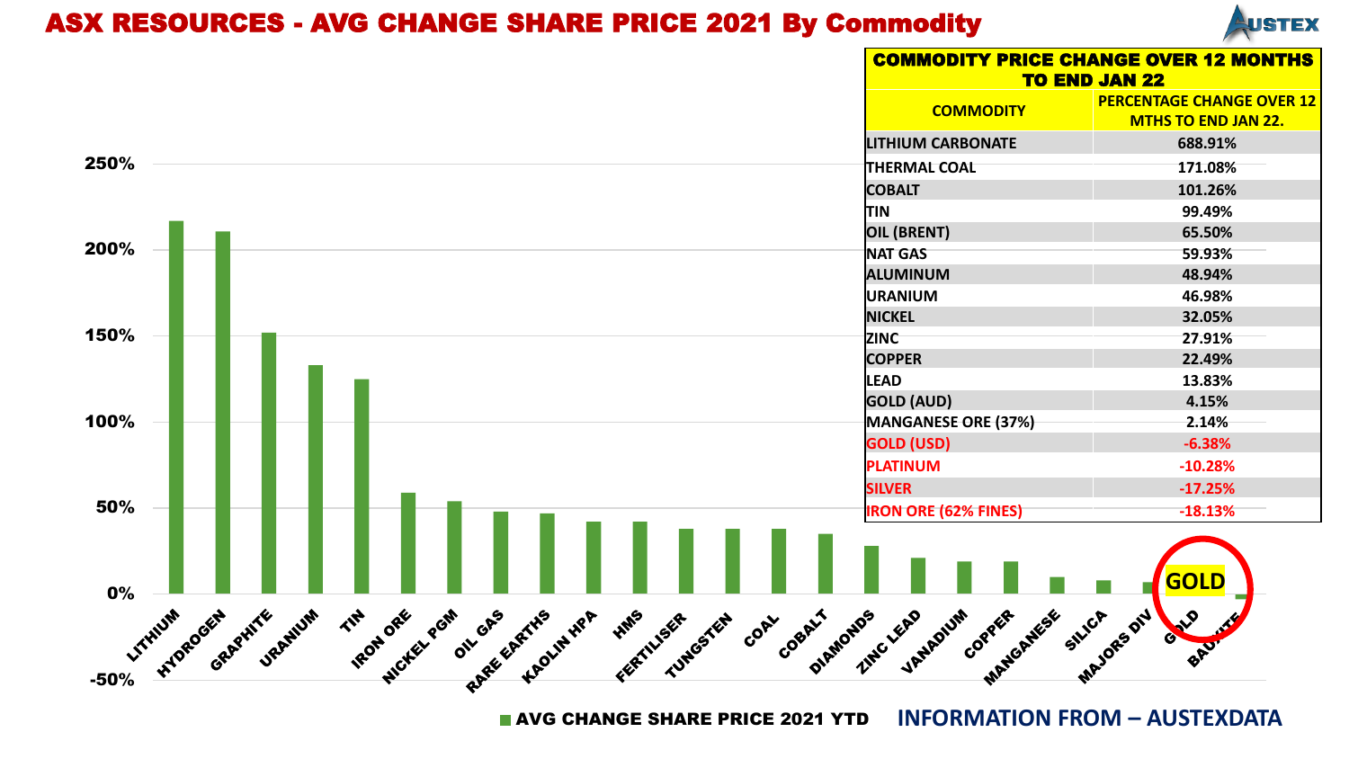# ASX RESOURCES - AVG CHANGE SHARE PRICE 2021 By Commodity

| COMMODITY PRICE CHANGE OVER 12 MONTHS TO END JAN 22 | |
|---|---|
| COMMODITY | PERCENTAGE CHANGE OVER 12 MTHS TO END JAN 22. |
| LITHIUM CARBONATE | 688.91% |
| THERMAL COAL | 171.08% |
| COBALT | 101.26% |
| TIN | 99.49% |
| OIL (BRENT) | 65.50% |
| NAT GAS | 59.93% |
| ALUMINUM | 48.94% |
| URANIUM | 46.98% |
| NICKEL | 32.05% |
| ZINC | 27.91% |
| COPPER | 22.49% |
| LEAD | 13.83% |
| GOLD (AUD) | 4.15% |
| MANGANESE ORE (37%) | 2.14% |
| GOLD (USD) | -6.38% |
| PLATINUM | -10.28% |
| SILVER | -17.25% |
| IRON ORE (62% FINES) | -18.13% |

Chart: AVG CHANGE SHARE PRICE 2021 YTD (y-axis -50% to 250%)

Categories (in order): LITHIUM, HYDROGEN, GRAPHITE, URANIUM, TIN, IRON ORE, NICKEL PGM, OIL GAS, RARE EARTHS, KAOLIN HPA, HMS, FERTILISER, TUNGSTEN, COAL, COBALT, DIAMONDS, ZINC LEAD, VANADIUM, COPPER, MANGANESE, SILICA, MAJORS DIV, GOLD, BAUXITE

GOLD

INFORMATION FROM – AUSTEXDATA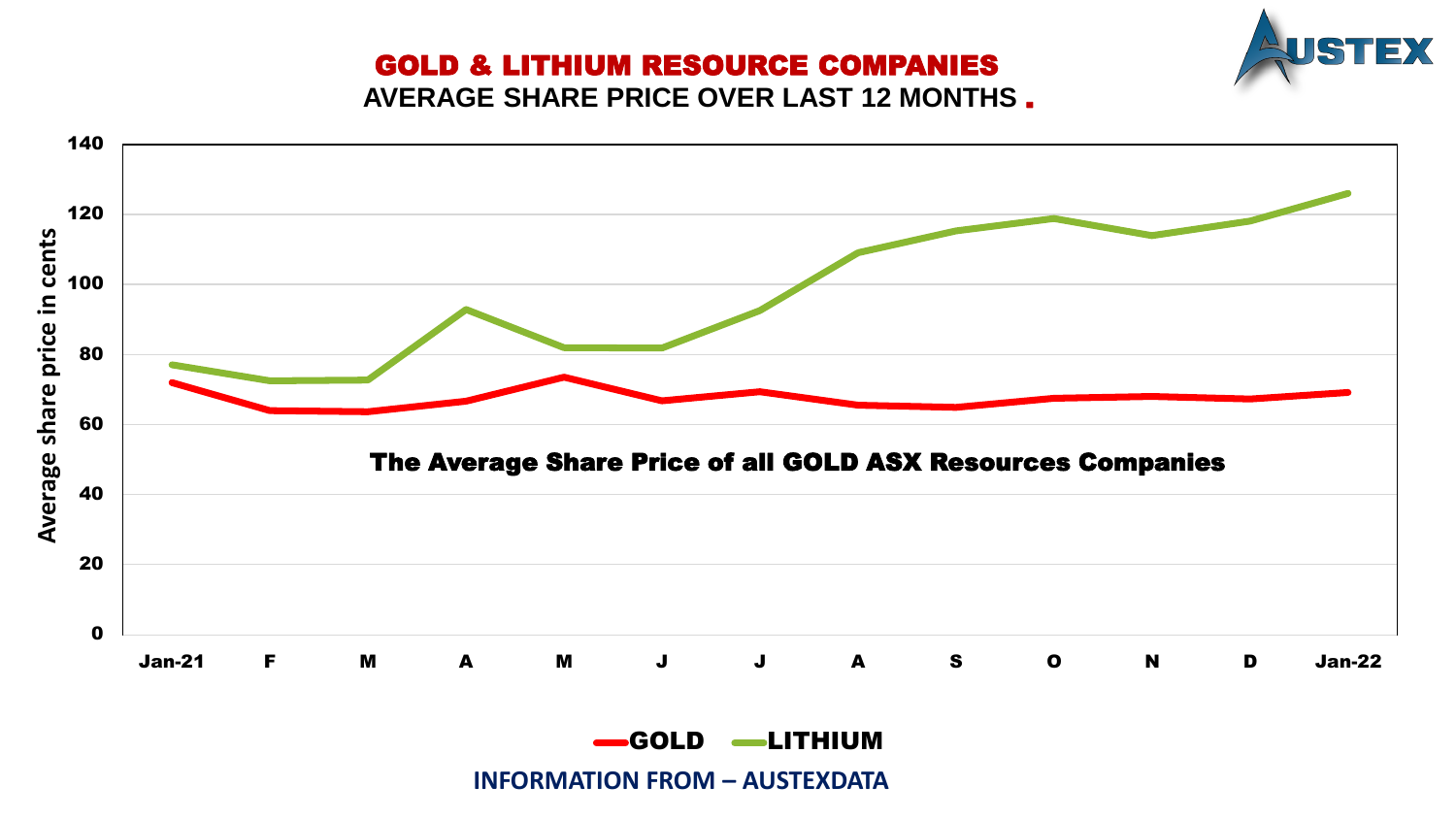# GOLD & LITHIUM RESOURCE COMPANIES

## AVERAGE SHARE PRICE OVER LAST 12 MONTHS

Average share price in cents

The Average Share Price of all GOLD ASX Resources Companies

Jan-21 F M A M J J A S O N D Jan-22

GOLD LITHIUM

INFORMATION FROM – AUSTEXDATA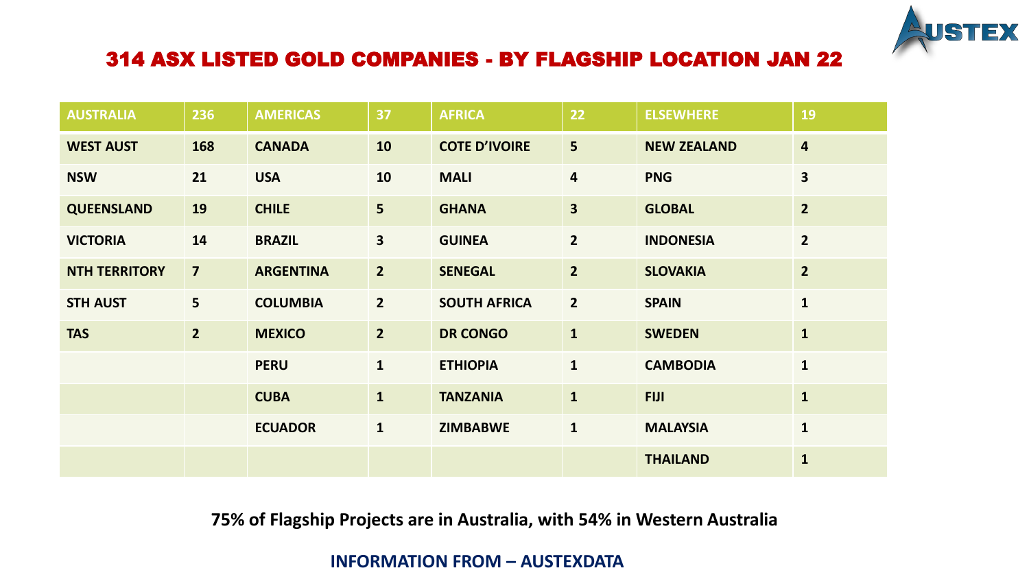# 314 ASX LISTED GOLD COMPANIES - BY FLAGSHIP LOCATION JAN 22

| AUSTRALIA | 236 | AMERICAS | 37 | AFRICA | 22 | ELSEWHERE | 19 |
|---|---|---|---|---|---|---|---|
| WEST AUST | 168 | CANADA | 10 | COTE D'IVOIRE | 5 | NEW ZEALAND | 4 |
| NSW | 21 | USA | 10 | MALI | 4 | PNG | 3 |
| QUEENSLAND | 19 | CHILE | 5 | GHANA | 3 | GLOBAL | 2 |
| VICTORIA | 14 | BRAZIL | 3 | GUINEA | 2 | INDONESIA | 2 |
| NTH TERRITORY | 7 | ARGENTINA | 2 | SENEGAL | 2 | SLOVAKIA | 2 |
| STH AUST | 5 | COLUMBIA | 2 | SOUTH AFRICA | 2 | SPAIN | 1 |
| TAS | 2 | MEXICO | 2 | DR CONGO | 1 | SWEDEN | 1 |
| | | PERU | 1 | ETHIOPIA | 1 | CAMBODIA | 1 |
| | | CUBA | 1 | TANZANIA | 1 | FIJI | 1 |
| | | ECUADOR | 1 | ZIMBABWE | 1 | MALAYSIA | 1 |
| | | | | | | THAILAND | 1 |

**75% of Flagship Projects are in Australia, with 54% in Western Australia**

**INFORMATION FROM – AUSTEXDATA**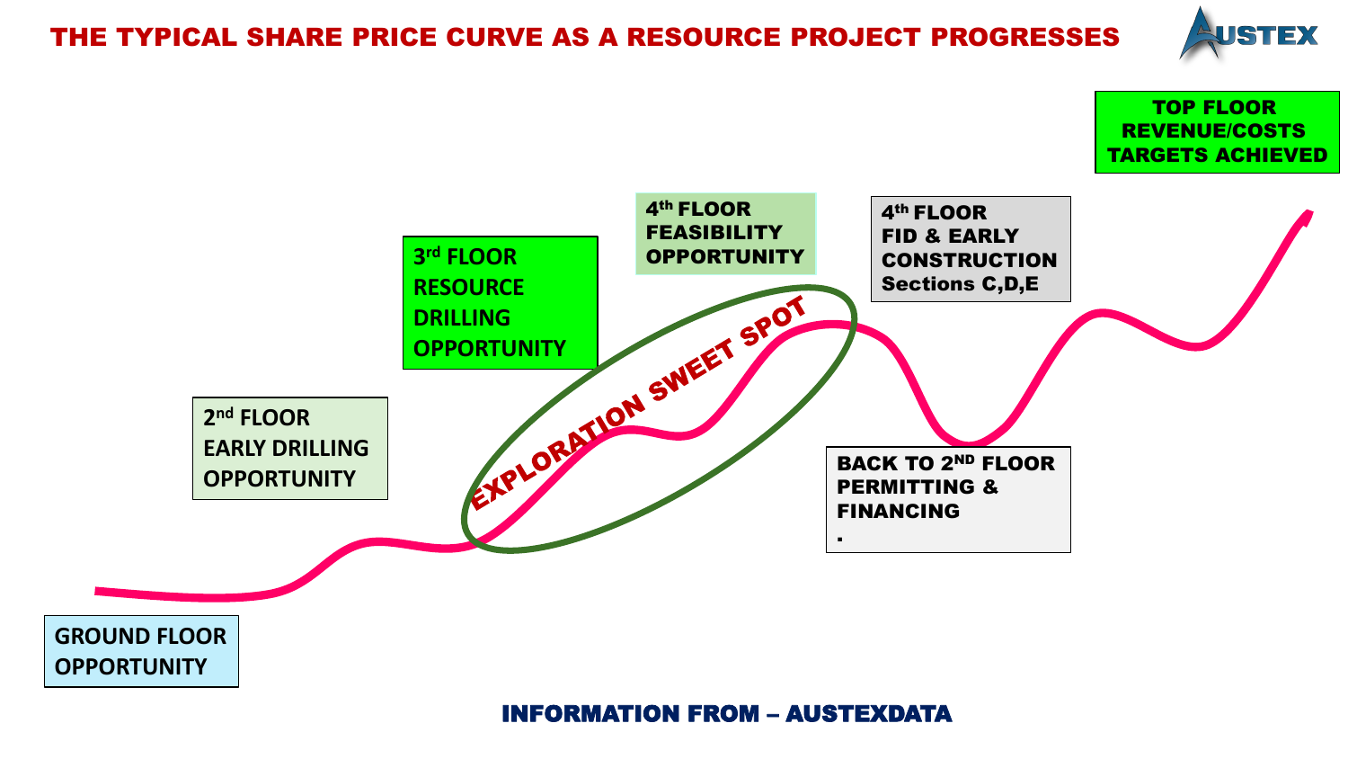# THE TYPICAL SHARE PRICE CURVE AS A RESOURCE PROJECT PROGRESSES

AUSTEX

**TOP FLOOR REVENUE/COSTS TARGETS ACHIEVED**

**4th FLOOR FEASIBILITY OPPORTUNITY**

**4th FLOOR FID & EARLY CONSTRUCTION Sections C,D,E**

**3rd FLOOR RESOURCE DRILLING OPPORTUNITY**

**EXPLORATION SWEET SPOT**

**2nd FLOOR EARLY DRILLING OPPORTUNITY**

**BACK TO 2ND FLOOR PERMITTING & FINANCING**

.

**GROUND FLOOR OPPORTUNITY**

**INFORMATION FROM – AUSTEXDATA**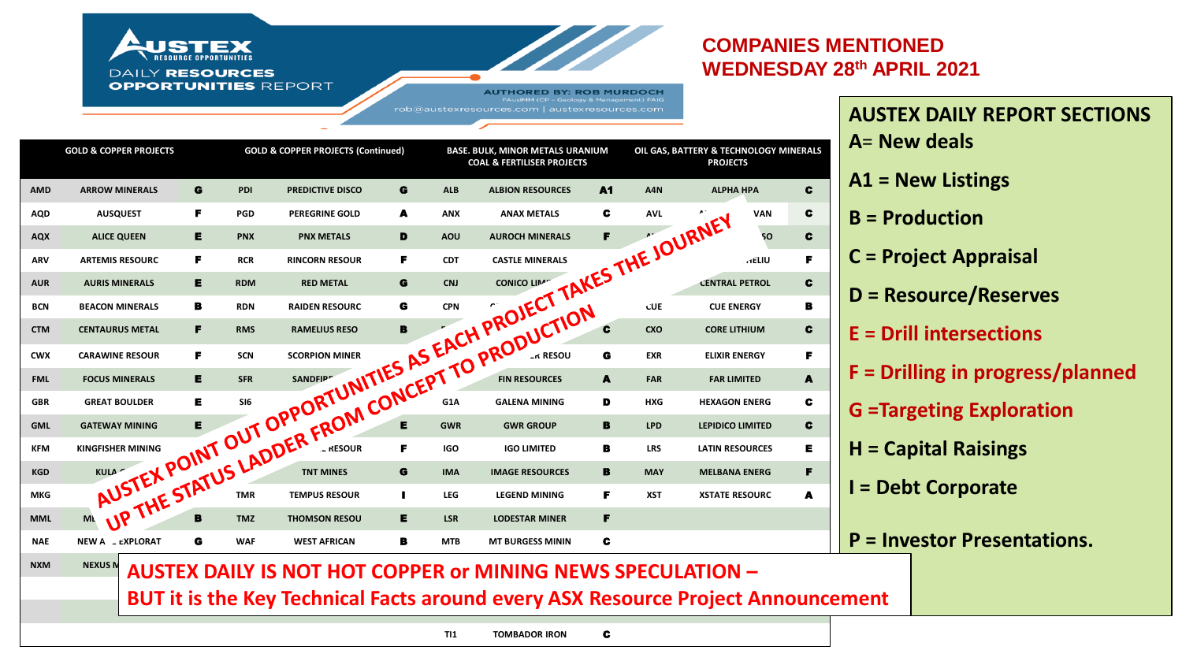AUSTEX RESOURCE OPPORTUNITIES

DAILY RESOURCES OPPORTUNITIES REPORT

AUTHORED BY: ROB MURDOCH
FAusIMM (CP – Geology & Management) FAIG
rob@austexresources.com | austexresources.com

## COMPANIES MENTIONED WEDNESDAY 28th APRIL 2021

| GOLD & COPPER PROJECTS | | | GOLD & COPPER PROJECTS (Continued) | | | BASE. BULK, MINOR METALS URANIUM COAL & FERTILISER PROJECTS | | | OIL GAS, BATTERY & TECHNOLOGY MINERALS PROJECTS | | |
|---|---|---|---|---|---|---|---|---|---|---|---|
| AMD | ARROW MINERALS | G | PDI | PREDICTIVE DISCO | G | ALB | ALBION RESOURCES | A1 | A4N | ALPHA HPA | C |
| AQD | AUSQUEST | F | PGD | PEREGRINE GOLD | A | ANX | ANAX METALS | C | AVL | A... VAN | C |
| AQX | ALICE QUEEN | E | PNX | PNX METALS | D | AOU | AUROCH MINERALS | F | A... | ...SO | C |
| ARV | ARTEMIS RESOURC | F | RCR | RINCORN RESOUR | F | CDT | CASTLE MINERALS | | | ...HELIU | F |
| AUR | AURIS MINERALS | E | RDM | RED METAL | G | CNJ | CONICO LIM... | | | CENTRAL PETROL | C |
| BCN | BEACON MINERALS | B | RDN | RAIDEN RESOURC | G | CPN | C... | | CUE | CUE ENERGY | B |
| CTM | CENTAURUS METAL | F | RMS | RAMELIUS RESO | B | | | C | CXO | CORE LITHIUM | C |
| CWX | CARAWINE RESOUR | F | SCN | SCORPION MINER | | | ...R RESOU | G | EXR | ELIXIR ENERGY | F |
| FML | FOCUS MINERALS | E | SFR | SANDFIR... | | | FIN RESOURCES | A | FAR | FAR LIMITED | A |
| GBR | GREAT BOULDER | E | SI6 | | | G1A | GALENA MINING | D | HXG | HEXAGON ENERG | C |
| GML | GATEWAY MINING | E | | | E | GWR | GWR GROUP | B | LPD | LEPIDICO LIMITED | C |
| KFM | KINGFISHER MINING | | | ...RESOUR | F | IGO | IGO LIMITED | B | LRS | LATIN RESOURCES | E |
| KGD | KULA ... | | | TNT MINES | G | IMA | IMAGE RESOURCES | B | MAY | MELBANA ENERG | F |
| MKG | | | TMR | TEMPUS RESOUR | I | LEG | LEGEND MINING | F | XST | XSTATE RESOURC | A |
| MML | M... | B | TMZ | THOMSON RESOU | E | LSR | LODESTAR MINER | F | | | |
| NAE | NEW A... EXPLORAT | G | WAF | WEST AFRICAN | B | MTB | MT BURGESS MININ | C | | | |
| NXM | NEXUS M... | | | | | | | | | | |
| | | | | | | TI1 | TOMBADOR IRON | C | | | |

AUSTEX POINT OUT OPPORTUNITIES AS EACH PROJECT TAKES THE JOURNEY UP THE STATUS LADDER FROM CONCEPT TO PRODUCTION

**AUSTEX DAILY IS NOT HOT COPPER or MINING NEWS SPECULATION – BUT it is the Key Technical Facts around every ASX Resource Project Announcement**

### AUSTEX DAILY REPORT SECTIONS

- A= New deals
- A1 = New Listings
- B = Production
- C = Project Appraisal
- D = Resource/Reserves
- E = Drill intersections
- F = Drilling in progress/planned
- G =Targeting Exploration
- H = Capital Raisings
- I = Debt Corporate
- P = Investor Presentations.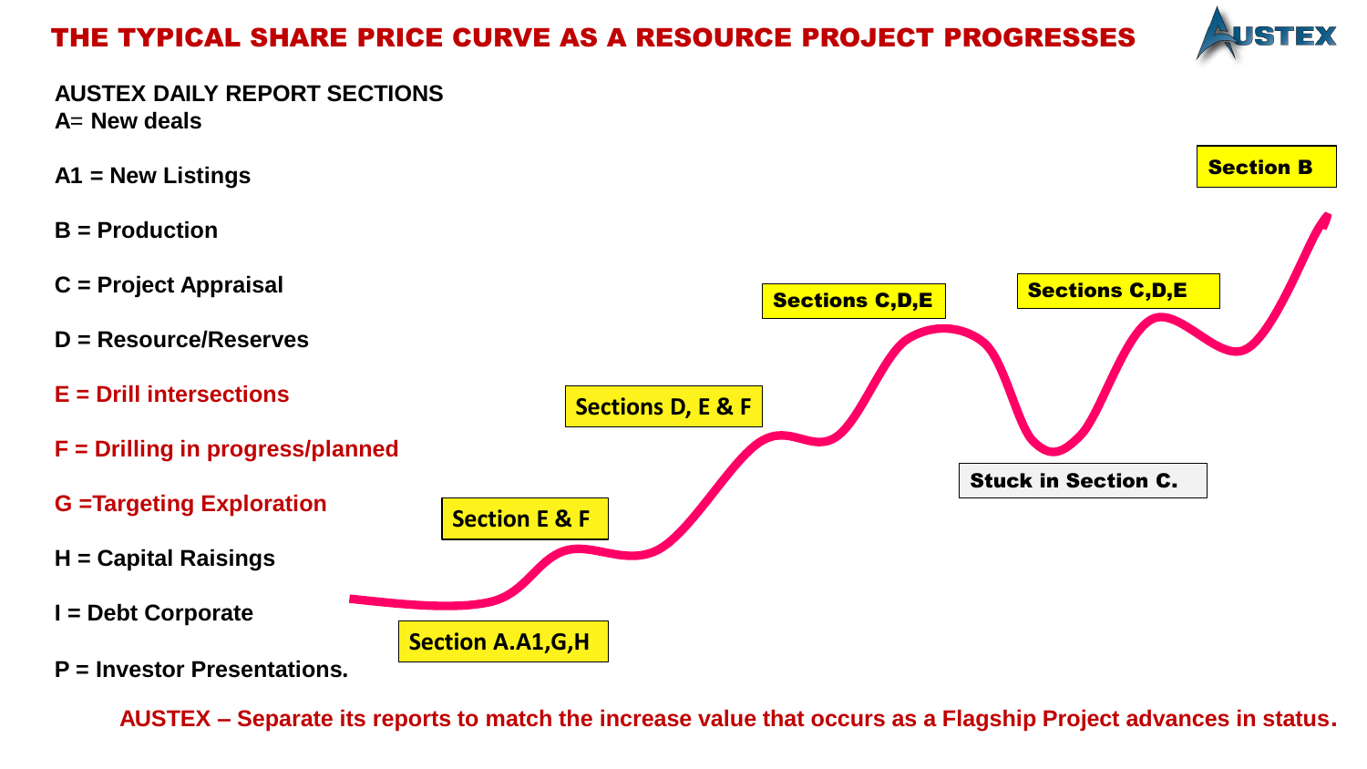# THE TYPICAL SHARE PRICE CURVE AS A RESOURCE PROJECT PROGRESSES

**AUSTEX DAILY REPORT SECTIONS**

**A= New deals**

**A1 = New Listings**

**B = Production**

**C = Project Appraisal**

**D = Resource/Reserves**

**E = Drill intersections**

**F = Drilling in progress/planned**

**G =Targeting Exploration**

**H = Capital Raisings**

**I = Debt Corporate**

**P = Investor Presentations.**

Section A.A1,G,H

Section E & F

Sections D, E & F

Sections C,D,E

Stuck in Section C.

Sections C,D,E

Section B

**AUSTEX – Separate its reports to match the increase value that occurs as a Flagship Project advances in status.**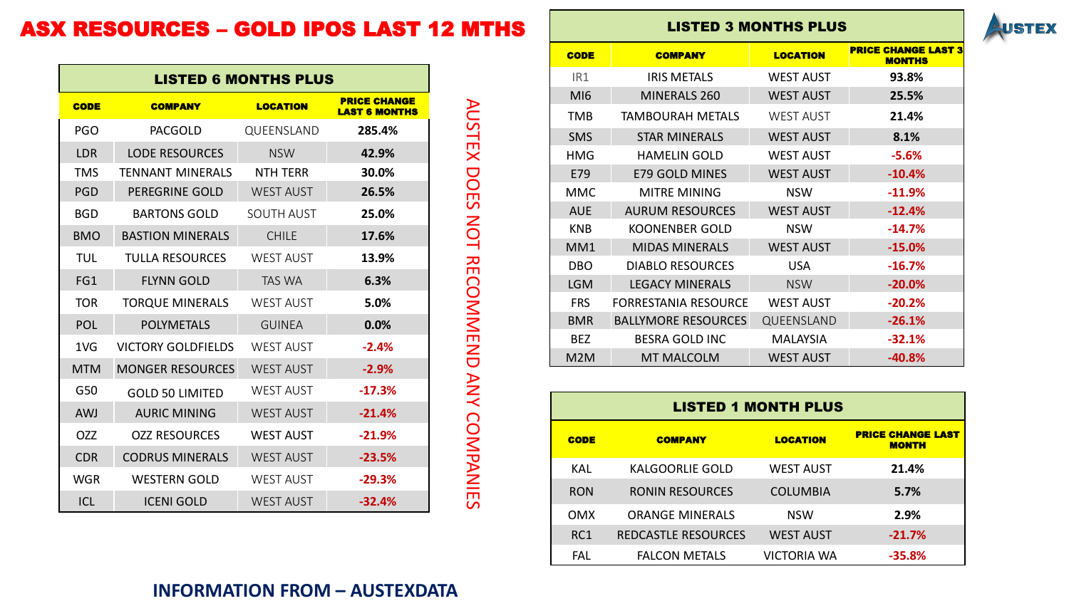# ASX RESOURCES – GOLD IPOS LAST 12 MTHS

## LISTED 6 MONTHS PLUS

| CODE | COMPANY | LOCATION | PRICE CHANGE LAST 6 MONTHS |
|---|---|---|---|
| PGO | PACGOLD | QUEENSLAND | 285.4% |
| LDR | LODE RESOURCES | NSW | 42.9% |
| TMS | TENNANT MINERALS | NTH TERR | 30.0% |
| PGD | PEREGRINE GOLD | WEST AUST | 26.5% |
| BGD | BARTONS GOLD | SOUTH AUST | 25.0% |
| BMO | BASTION MINERALS | CHILE | 17.6% |
| TUL | TULLA RESOURCES | WEST AUST | 13.9% |
| FG1 | FLYNN GOLD | TAS WA | 6.3% |
| TOR | TORQUE MINERALS | WEST AUST | 5.0% |
| POL | POLYMETALS | GUINEA | 0.0% |
| 1VG | VICTORY GOLDFIELDS | WEST AUST | -2.4% |
| MTM | MONGER RESOURCES | WEST AUST | -2.9% |
| G50 | GOLD 50 LIMITED | WEST AUST | -17.3% |
| AWJ | AURIC MINING | WEST AUST | -21.4% |
| OZZ | OZZ RESOURCES | WEST AUST | -21.9% |
| CDR | CODRUS MINERALS | WEST AUST | -23.5% |
| WGR | WESTERN GOLD | WEST AUST | -29.3% |
| ICL | ICENI GOLD | WEST AUST | -32.4% |

AUSTEX DOES NOT RECOMMEND ANY COMPANIES

## LISTED 3 MONTHS PLUS

| CODE | COMPANY | LOCATION | PRICE CHANGE LAST 3 MONTHS |
|---|---|---|---|
| IR1 | IRIS METALS | WEST AUST | 93.8% |
| MI6 | MINERALS 260 | WEST AUST | 25.5% |
| TMB | TAMBOURAH METALS | WEST AUST | 21.4% |
| SMS | STAR MINERALS | WEST AUST | 8.1% |
| HMG | HAMELIN GOLD | WEST AUST | -5.6% |
| E79 | E79 GOLD MINES | WEST AUST | -10.4% |
| MMC | MITRE MINING | NSW | -11.9% |
| AUE | AURUM RESOURCES | WEST AUST | -12.4% |
| KNB | KOONENBER GOLD | NSW | -14.7% |
| MM1 | MIDAS MINERALS | WEST AUST | -15.0% |
| DBO | DIABLO RESOURCES | USA | -16.7% |
| LGM | LEGACY MINERALS | NSW | -20.0% |
| FRS | FORRESTANIA RESOURCE | WEST AUST | -20.2% |
| BMR | BALLYMORE RESOURCES | QUEENSLAND | -26.1% |
| BEZ | BESRA GOLD INC | MALAYSIA | -32.1% |
| M2M | MT MALCOLM | WEST AUST | -40.8% |

## LISTED 1 MONTH PLUS

| CODE | COMPANY | LOCATION | PRICE CHANGE LAST MONTH |
|---|---|---|---|
| KAL | KALGOORLIE GOLD | WEST AUST | 21.4% |
| RON | RONIN RESOURCES | COLUMBIA | 5.7% |
| OMX | ORANGE MINERALS | NSW | 2.9% |
| RC1 | REDCASTLE RESOURCES | WEST AUST | -21.7% |
| FAL | FALCON METALS | VICTORIA WA | -35.8% |

**INFORMATION FROM – AUSTEXDATA**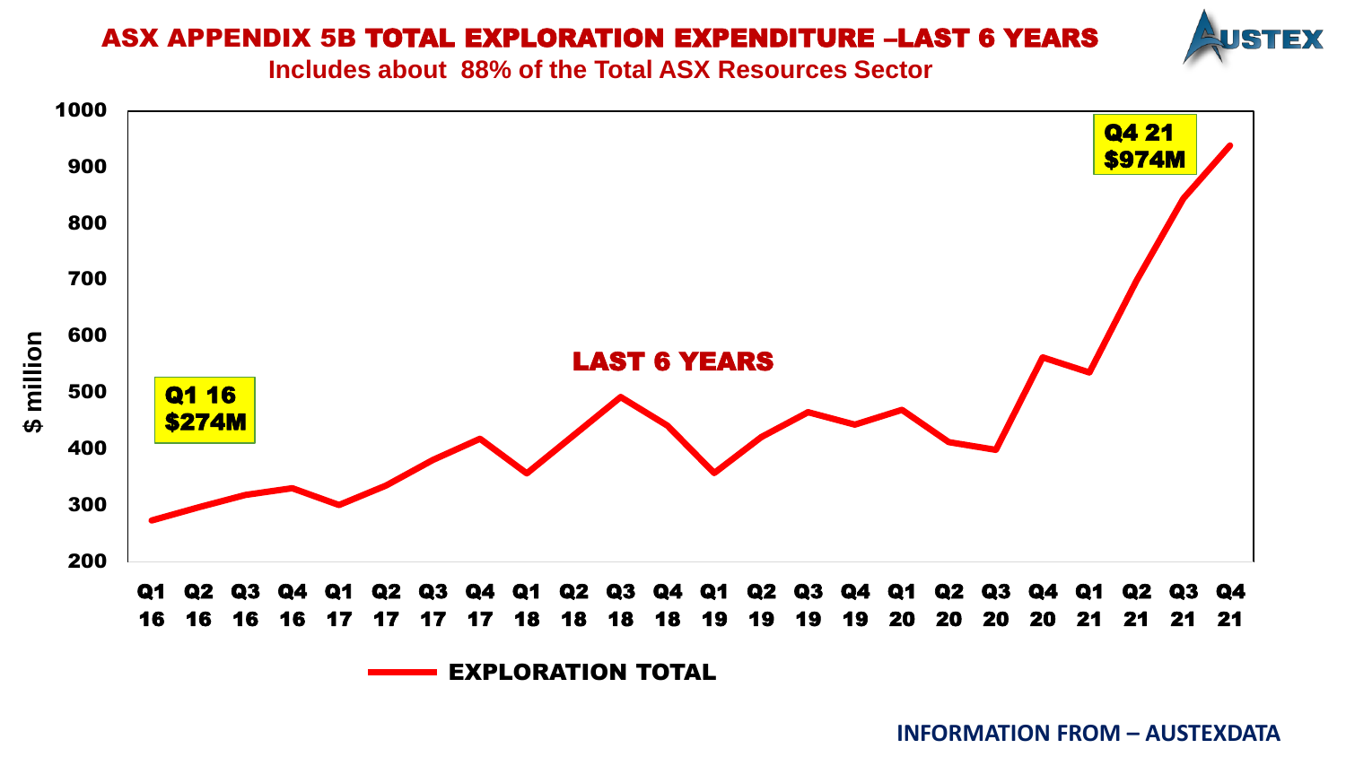# ASX APPENDIX 5B TOTAL EXPLORATION EXPENDITURE –LAST 6 YEARS

**Includes about 88% of the Total ASX Resources Sector**

$ million

LAST 6 YEARS

Q1 16 $274M

Q4 21 $974M

Q1 16, Q2 16, Q3 16, Q4 16, Q1 17, Q2 17, Q3 17, Q4 17, Q1 18, Q2 18, Q3 18, Q4 18, Q1 19, Q2 19, Q3 19, Q4 19, Q1 20, Q2 20, Q3 20, Q4 20, Q1 21, Q2 21, Q3 21, Q4 21

EXPLORATION TOTAL

**INFORMATION FROM – AUSTEXDATA**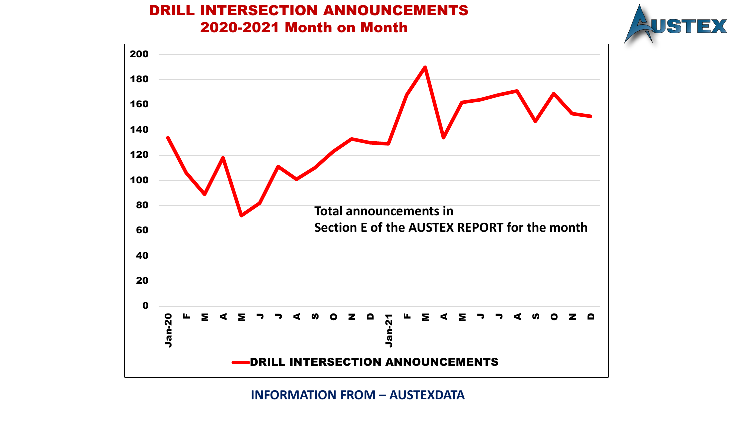# DRILL INTERSECTION ANNOUNCEMENTS 2020-2021 Month on Month

AUSTEX

Total announcements in Section E of the AUSTEX REPORT for the month

DRILL INTERSECTION ANNOUNCEMENTS

**INFORMATION FROM – AUSTEXDATA**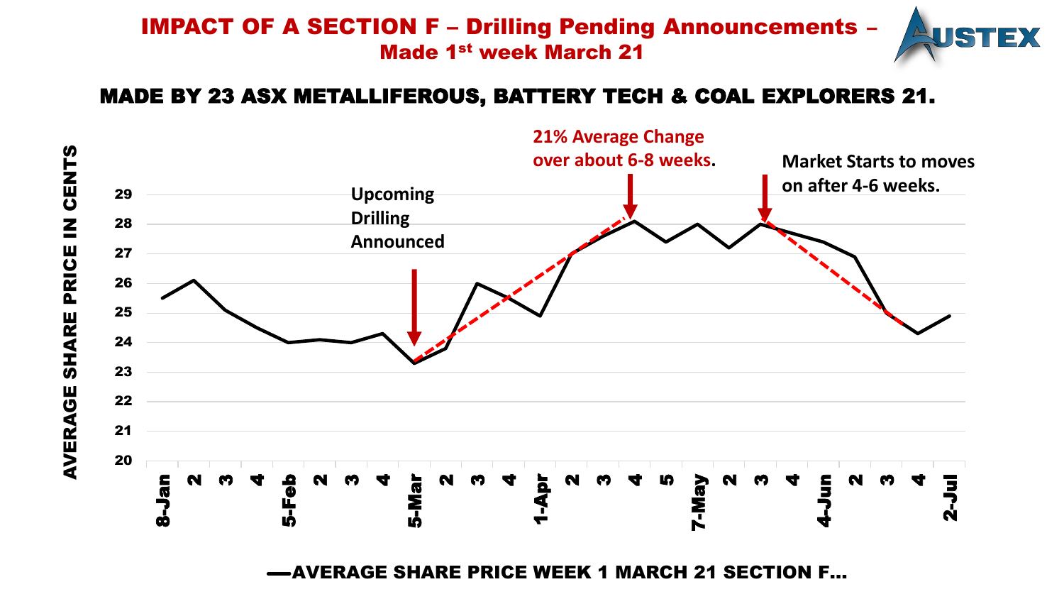# IMPACT OF A SECTION F – Drilling Pending Announcements – Made 1st week March 21

## MADE BY 23 ASX METALLIFEROUS, BATTERY TECH & COAL EXPLORERS 21.

AVERAGE SHARE PRICE IN CENTS

Upcoming Drilling Announced

21% Average Change over about 6-8 weeks.

Market Starts to moves on after 4-6 weeks.

8-Jan, 2, 3, 4, 5-Feb, 2, 3, 4, 5-Mar, 2, 3, 4, 1-Apr, 2, 3, 4, 5, 7-May, 2, 3, 4, 4-Jun, 2, 3, 4, 2-Jul

—AVERAGE SHARE PRICE WEEK 1 MARCH 21 SECTION F...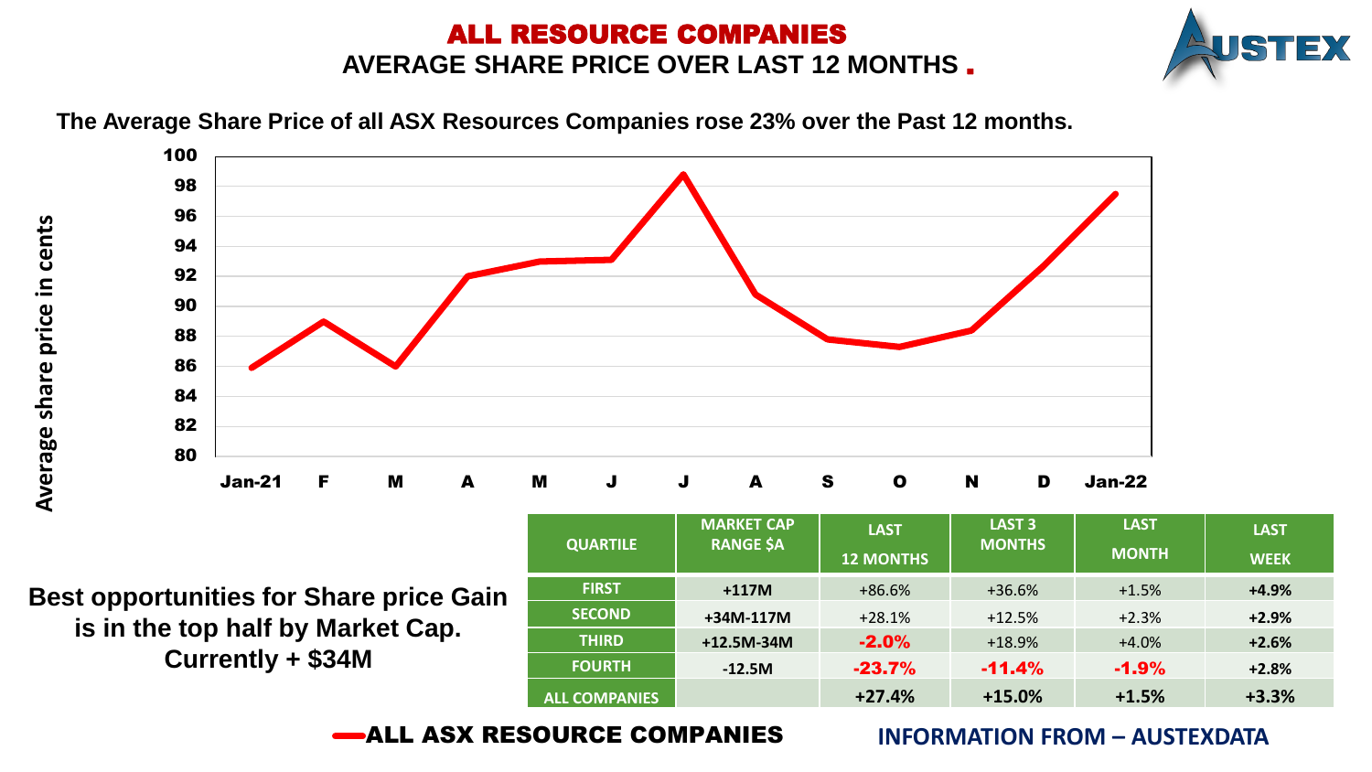# ALL RESOURCE COMPANIES

## AVERAGE SHARE PRICE OVER LAST 12 MONTHS.

**The Average Share Price of all ASX Resources Companies rose 23% over the Past 12 months.**

Average share price in cents

Jan-21, F, M, A, M, J, J, A, S, O, N, D, Jan-22

ALL ASX RESOURCE COMPANIES

| QUARTILE | MARKET CAP RANGE $A | LAST 12 MONTHS | LAST 3 MONTHS | LAST MONTH | LAST WEEK |
|---|---|---|---|---|---|
| FIRST | +117M | +86.6% | +36.6% | +1.5% | +4.9% |
| SECOND | +34M-117M | +28.1% | +12.5% | +2.3% | +2.9% |
| THIRD | +12.5M-34M | -2.0% | +18.9% | +4.0% | +2.6% |
| FOURTH | -12.5M | -23.7% | -11.4% | -1.9% | +2.8% |
| ALL COMPANIES | | +27.4% | +15.0% | +1.5% | +3.3% |

**Best opportunities for Share price Gain is in the top half by Market Cap. Currently + $34M**

INFORMATION FROM – AUSTEXDATA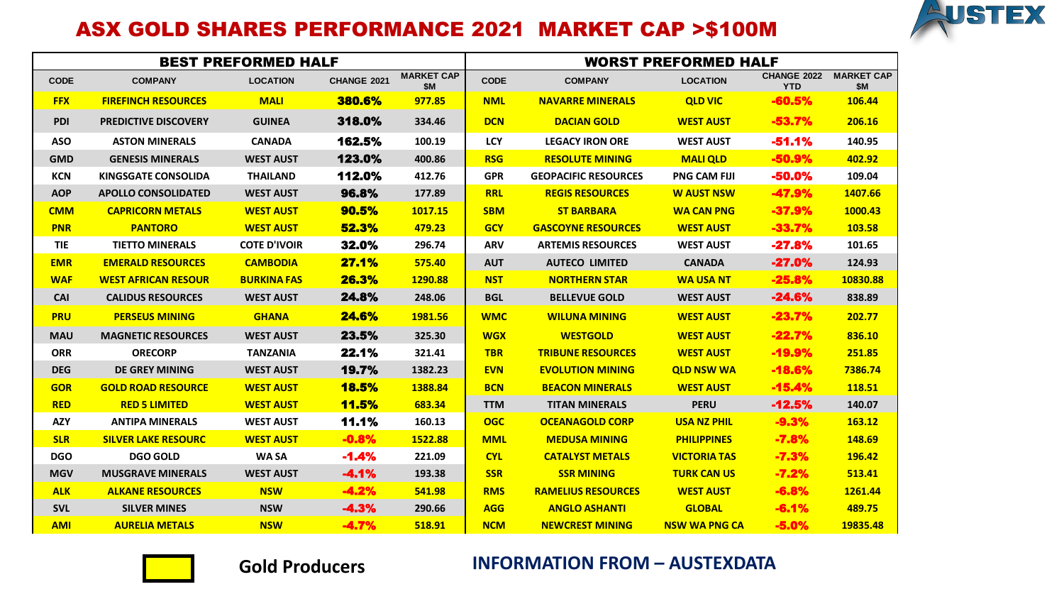# ASX GOLD SHARES PERFORMANCE 2021 MARKET CAP >$100M

| BEST PREFORMED HALF | | | | | WORST PREFORMED HALF | | | | |
|---|---|---|---|---|---|---|---|---|---|
| CODE | COMPANY | LOCATION | CHANGE 2021 | MARKET CAP $M | CODE | COMPANY | LOCATION | CHANGE 2022 YTD | MARKET CAP $M |
| FFX | FIREFINCH RESOURCES | MALI | 380.6% | 977.85 | NML | NAVARRE MINERALS | QLD VIC | -60.5% | 106.44 |
| PDI | PREDICTIVE DISCOVERY | GUINEA | 318.0% | 334.46 | DCN | DACIAN GOLD | WEST AUST | -53.7% | 206.16 |
| ASO | ASTON MINERALS | CANADA | 162.5% | 100.19 | LCY | LEGACY IRON ORE | WEST AUST | -51.1% | 140.95 |
| GMD | GENESIS MINERALS | WEST AUST | 123.0% | 400.86 | RSG | RESOLUTE MINING | MALI QLD | -50.9% | 402.92 |
| KCN | KINGSGATE CONSOLIDA | THAILAND | 112.0% | 412.76 | GPR | GEOPACIFIC RESOURCES | PNG CAM FIJI | -50.0% | 109.04 |
| AOP | APOLLO CONSOLIDATED | WEST AUST | 96.8% | 177.89 | RRL | REGIS RESOURCES | W AUST NSW | -47.9% | 1407.66 |
| CMM | CAPRICORN METALS | WEST AUST | 90.5% | 1017.15 | SBM | ST BARBARA | WA CAN PNG | -37.9% | 1000.43 |
| PNR | PANTORO | WEST AUST | 52.3% | 479.23 | GCY | GASCOYNE RESOURCES | WEST AUST | -33.7% | 103.58 |
| TIE | TIETTO MINERALS | COTE D'IVOIR | 32.0% | 296.74 | ARV | ARTEMIS RESOURCES | WEST AUST | -27.8% | 101.65 |
| EMR | EMERALD RESOURCES | CAMBODIA | 27.1% | 575.40 | AUT | AUTECO LIMITED | CANADA | -27.0% | 124.93 |
| WAF | WEST AFRICAN RESOUR | BURKINA FAS | 26.3% | 1290.88 | NST | NORTHERN STAR | WA USA NT | -25.8% | 10830.88 |
| CAI | CALIDUS RESOURCES | WEST AUST | 24.8% | 248.06 | BGL | BELLEVUE GOLD | WEST AUST | -24.6% | 838.89 |
| PRU | PERSEUS MINING | GHANA | 24.6% | 1981.56 | WMC | WILUNA MINING | WEST AUST | -23.7% | 202.77 |
| MAU | MAGNETIC RESOURCES | WEST AUST | 23.5% | 325.30 | WGX | WESTGOLD | WEST AUST | -22.7% | 836.10 |
| ORR | ORECORP | TANZANIA | 22.1% | 321.41 | TBR | TRIBUNE RESOURCES | WEST AUST | -19.9% | 251.85 |
| DEG | DE GREY MINING | WEST AUST | 19.7% | 1382.23 | EVN | EVOLUTION MINING | QLD NSW WA | -18.6% | 7386.74 |
| GOR | GOLD ROAD RESOURCE | WEST AUST | 18.5% | 1388.84 | BCN | BEACON MINERALS | WEST AUST | -15.4% | 118.51 |
| RED | RED 5 LIMITED | WEST AUST | 11.5% | 683.34 | TTM | TITAN MINERALS | PERU | -12.5% | 140.07 |
| AZY | ANTIPA MINERALS | WEST AUST | 11.1% | 160.13 | OGC | OCEANAGOLD CORP | USA NZ PHIL | -9.3% | 163.12 |
| SLR | SILVER LAKE RESOURC | WEST AUST | -0.8% | 1522.88 | MML | MEDUSA MINING | PHILIPPINES | -7.8% | 148.69 |
| DGO | DGO GOLD | WA SA | -1.4% | 221.09 | CYL | CATALYST METALS | VICTORIA TAS | -7.3% | 196.42 |
| MGV | MUSGRAVE MINERALS | WEST AUST | -4.1% | 193.38 | SSR | SSR MINING | TURK CAN US | -7.2% | 513.41 |
| ALK | ALKANE RESOURCES | NSW | -4.2% | 541.98 | RMS | RAMELIUS RESOURCES | WEST AUST | -6.8% | 1261.44 |
| SVL | SILVER MINES | NSW | -4.3% | 290.66 | AGG | ANGLO ASHANTI | GLOBAL | -6.1% | 489.75 |
| AMI | AURELIA METALS | NSW | -4.7% | 518.91 | NCM | NEWCREST MINING | NSW WA PNG CA | -5.0% | 19835.48 |

Gold Producers

**INFORMATION FROM – AUSTEXDATA**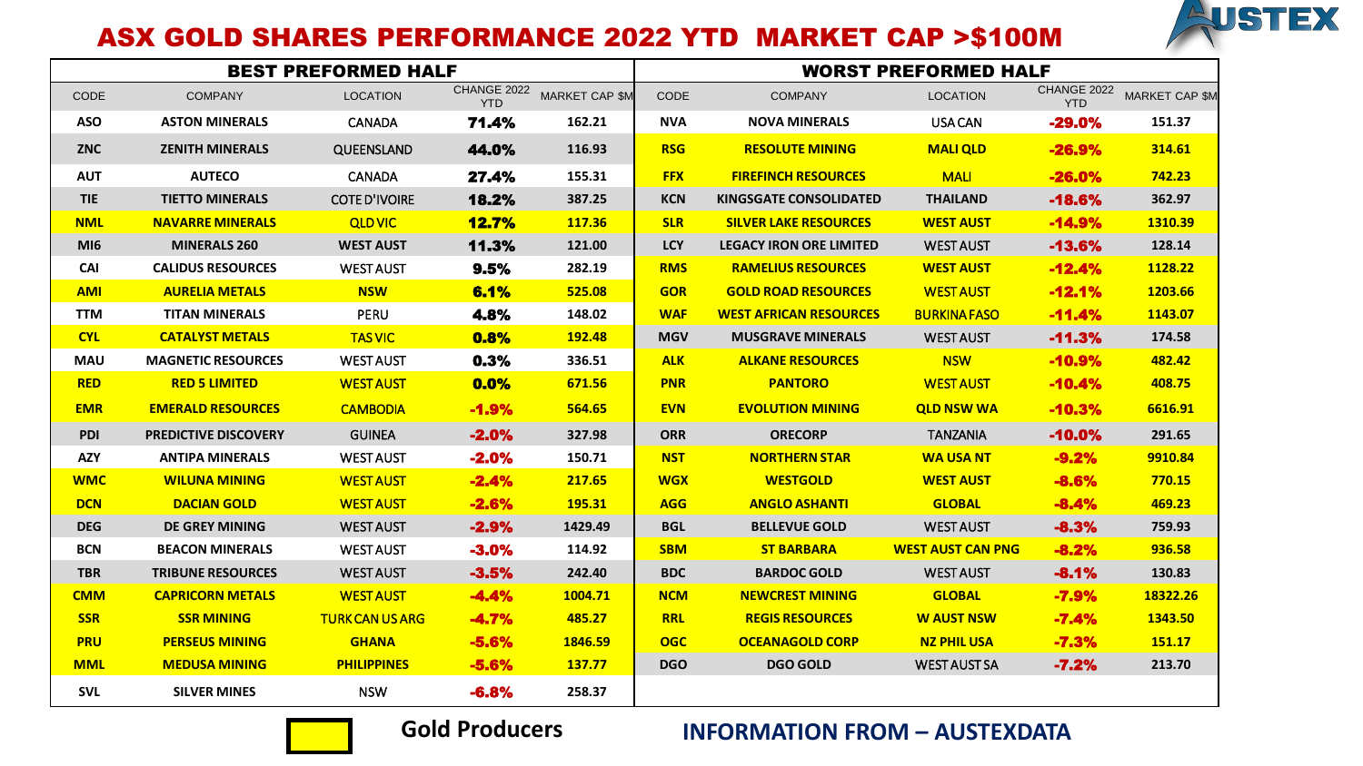# ASX GOLD SHARES PERFORMANCE 2022 YTD MARKET CAP >$100M

## BEST PREFORMED HALF

| CODE | COMPANY | LOCATION | CHANGE 2022 YTD | MARKET CAP $M |
|---|---|---|---|---|
| ASO | ASTON MINERALS | CANADA | 71.4% | 162.21 |
| ZNC | ZENITH MINERALS | QUEENSLAND | 44.0% | 116.93 |
| AUT | AUTECO | CANADA | 27.4% | 155.31 |
| TIE | TIETTO MINERALS | COTE D'IVOIRE | 18.2% | 387.25 |
| NML | NAVARRE MINERALS | QLD VIC | 12.7% | 117.36 |
| MI6 | MINERALS 260 | WEST AUST | 11.3% | 121.00 |
| CAI | CALIDUS RESOURCES | WEST AUST | 9.5% | 282.19 |
| AMI | AURELIA METALS | NSW | 6.1% | 525.08 |
| TTM | TITAN MINERALS | PERU | 4.8% | 148.02 |
| CYL | CATALYST METALS | TAS VIC | 0.8% | 192.48 |
| MAU | MAGNETIC RESOURCES | WEST AUST | 0.3% | 336.51 |
| RED | RED 5 LIMITED | WEST AUST | 0.0% | 671.56 |
| EMR | EMERALD RESOURCES | CAMBODIA | -1.9% | 564.65 |
| PDI | PREDICTIVE DISCOVERY | GUINEA | -2.0% | 327.98 |
| AZY | ANTIPA MINERALS | WEST AUST | -2.0% | 150.71 |
| WMC | WILUNA MINING | WEST AUST | -2.4% | 217.65 |
| DCN | DACIAN GOLD | WEST AUST | -2.6% | 195.31 |
| DEG | DE GREY MINING | WEST AUST | -2.9% | 1429.49 |
| BCN | BEACON MINERALS | WEST AUST | -3.0% | 114.92 |
| TBR | TRIBUNE RESOURCES | WEST AUST | -3.5% | 242.40 |
| CMM | CAPRICORN METALS | WEST AUST | -4.4% | 1004.71 |
| SSR | SSR MINING | TURK CAN US ARG | -4.7% | 485.27 |
| PRU | PERSEUS MINING | GHANA | -5.6% | 1846.59 |
| MML | MEDUSA MINING | PHILIPPINES | -5.6% | 137.77 |
| SVL | SILVER MINES | NSW | -6.8% | 258.37 |

## WORST PREFORMED HALF

| CODE | COMPANY | LOCATION | CHANGE 2022 YTD | MARKET CAP $M |
|---|---|---|---|---|
| NVA | NOVA MINERALS | USA CAN | -29.0% | 151.37 |
| RSG | RESOLUTE MINING | MALI QLD | -26.9% | 314.61 |
| FFX | FIREFINCH RESOURCES | MALI | -26.0% | 742.23 |
| KCN | KINGSGATE CONSOLIDATED | THAILAND | -18.6% | 362.97 |
| SLR | SILVER LAKE RESOURCES | WEST AUST | -14.9% | 1310.39 |
| LCY | LEGACY IRON ORE LIMITED | WEST AUST | -13.6% | 128.14 |
| RMS | RAMELIUS RESOURCES | WEST AUST | -12.4% | 1128.22 |
| GOR | GOLD ROAD RESOURCES | WEST AUST | -12.1% | 1203.66 |
| WAF | WEST AFRICAN RESOURCES | BURKINA FASO | -11.4% | 1143.07 |
| MGV | MUSGRAVE MINERALS | WEST AUST | -11.3% | 174.58 |
| ALK | ALKANE RESOURCES | NSW | -10.9% | 482.42 |
| PNR | PANTORO | WEST AUST | -10.4% | 408.75 |
| EVN | EVOLUTION MINING | QLD NSW WA | -10.3% | 6616.91 |
| ORR | ORECORP | TANZANIA | -10.0% | 291.65 |
| NST | NORTHERN STAR | WA USA NT | -9.2% | 9910.84 |
| WGX | WESTGOLD | WEST AUST | -8.6% | 770.15 |
| AGG | ANGLO ASHANTI | GLOBAL | -8.4% | 469.23 |
| BGL | BELLEVUE GOLD | WEST AUST | -8.3% | 759.93 |
| SBM | ST BARBARA | WEST AUST CAN PNG | -8.2% | 936.58 |
| BDC | BARDOC GOLD | WEST AUST | -8.1% | 130.83 |
| NCM | NEWCREST MINING | GLOBAL | -7.9% | 18322.26 |
| RRL | REGIS RESOURCES | W AUST NSW | -7.4% | 1343.50 |
| OGC | OCEANAGOLD CORP | NZ PHIL USA | -7.3% | 151.17 |
| DGO | DGO GOLD | WEST AUST SA | -7.2% | 213.70 |

Gold Producers (highlighted in yellow): NML, AMI, CYL, RED, EMR, WMC, DCN, CMM, SSR, PRU, MML, RSG, FFX, SLR, RMS, GOR, WAF, ALK, PNR, EVN, NST, WGX, AGG, SBM, NCM, RRL, OGC

**INFORMATION FROM – AUSTEXDATA**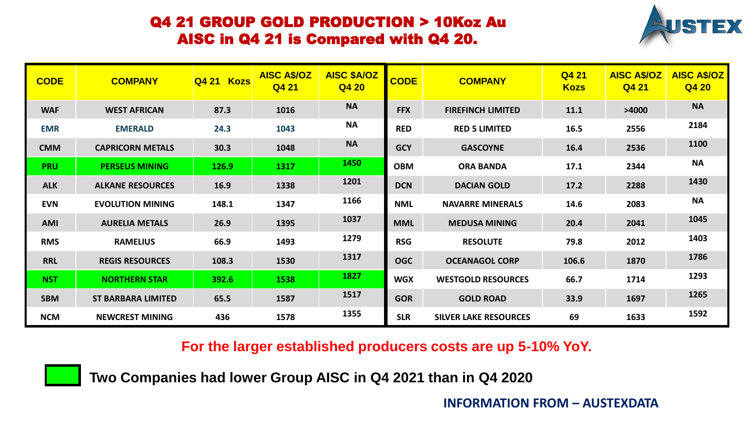# Q4 21 GROUP GOLD PRODUCTION > 10Koz Au
## AISC in Q4 21 is Compared with Q4 20.

| CODE | COMPANY | Q4 21 Kozs | AISC A$/OZ Q4 21 | AISC $A/OZ Q4 20 | CODE | COMPANY | Q4 21 Kozs | AISC A$/OZ Q4 21 | AISC A$/OZ Q4 20 |
|---|---|---|---|---|---|---|---|---|---|
| WAF | WEST AFRICAN | 87.3 | 1016 | NA | FFX | FIREFINCH LIMITED | 11.1 | >4000 | NA |
| EMR | EMERALD | 24.3 | 1043 | NA | RED | RED 5 LIMITED | 16.5 | 2556 | 2184 |
| CMM | CAPRICORN METALS | 30.3 | 1048 | NA | GCY | GASCOYNE | 16.4 | 2536 | 1100 |
| PRU | PERSEUS MINING | 126.9 | 1317 | 1450 | OBM | ORA BANDA | 17.1 | 2344 | NA |
| ALK | ALKANE RESOURCES | 16.9 | 1338 | 1201 | DCN | DACIAN GOLD | 17.2 | 2288 | 1430 |
| EVN | EVOLUTION MINING | 148.1 | 1347 | 1166 | NML | NAVARRE MINERALS | 14.6 | 2083 | NA |
| AMI | AURELIA METALS | 26.9 | 1395 | 1037 | MML | MEDUSA MINING | 20.4 | 2041 | 1045 |
| RMS | RAMELIUS | 66.9 | 1493 | 1279 | RSG | RESOLUTE | 79.8 | 2012 | 1403 |
| RRL | REGIS RESOURCES | 108.3 | 1530 | 1317 | OGC | OCEANAGOL CORP | 106.6 | 1870 | 1786 |
| NST | NORTHERN STAR | 392.6 | 1538 | 1827 | WGX | WESTGOLD RESOURCES | 66.7 | 1714 | 1293 |
| SBM | ST BARBARA LIMITED | 65.5 | 1587 | 1517 | GOR | GOLD ROAD | 33.9 | 1697 | 1265 |
| NCM | NEWCREST MINING | 436 | 1578 | 1355 | SLR | SILVER LAKE RESOURCES | 69 | 1633 | 1592 |

**For the larger established producers costs are up 5-10% YoY.**

**Two Companies had lower Group AISC in Q4 2021 than in Q4 2020**

**INFORMATION FROM – AUSTEXDATA**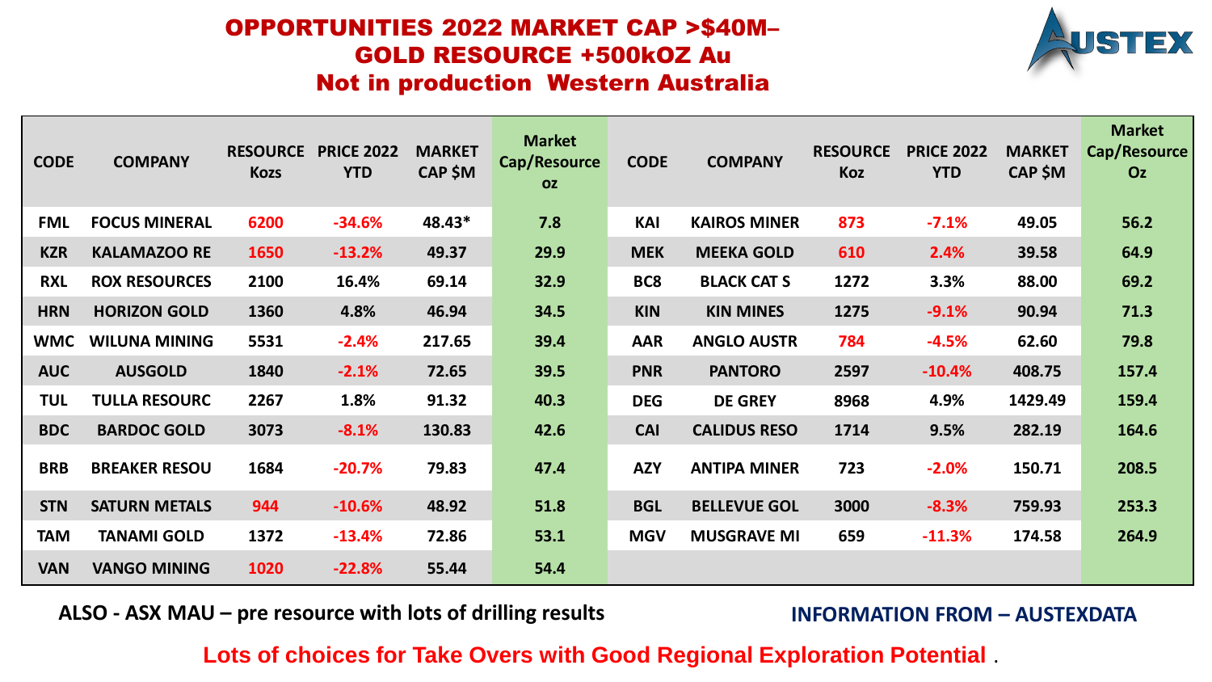# OPPORTUNITIES 2022 MARKET CAP >$40M– GOLD RESOURCE +500kOZ Au Not in production Western Australia

| CODE | COMPANY | RESOURCE Kozs | PRICE 2022 YTD | MARKET CAP $M | Market Cap/Resource oz | CODE | COMPANY | RESOURCE Koz | PRICE 2022 YTD | MARKET CAP $M | Market Cap/Resource Oz |
|---|---|---|---|---|---|---|---|---|---|---|---|
| FML | FOCUS MINERAL | 6200 | -34.6% | 48.43* | 7.8 | KAI | KAIROS MINER | 873 | -7.1% | 49.05 | 56.2 |
| KZR | KALAMAZOO RE | 1650 | -13.2% | 49.37 | 29.9 | MEK | MEEKA GOLD | 610 | 2.4% | 39.58 | 64.9 |
| RXL | ROX RESOURCES | 2100 | 16.4% | 69.14 | 32.9 | BC8 | BLACK CAT S | 1272 | 3.3% | 88.00 | 69.2 |
| HRN | HORIZON GOLD | 1360 | 4.8% | 46.94 | 34.5 | KIN | KIN MINES | 1275 | -9.1% | 90.94 | 71.3 |
| WMC | WILUNA MINING | 5531 | -2.4% | 217.65 | 39.4 | AAR | ANGLO AUSTR | 784 | -4.5% | 62.60 | 79.8 |
| AUC | AUSGOLD | 1840 | -2.1% | 72.65 | 39.5 | PNR | PANTORO | 2597 | -10.4% | 408.75 | 157.4 |
| TUL | TULLA RESOURC | 2267 | 1.8% | 91.32 | 40.3 | DEG | DE GREY | 8968 | 4.9% | 1429.49 | 159.4 |
| BDC | BARDOC GOLD | 3073 | -8.1% | 130.83 | 42.6 | CAI | CALIDUS RESO | 1714 | 9.5% | 282.19 | 164.6 |
| BRB | BREAKER RESOU | 1684 | -20.7% | 79.83 | 47.4 | AZY | ANTIPA MINER | 723 | -2.0% | 150.71 | 208.5 |
| STN | SATURN METALS | 944 | -10.6% | 48.92 | 51.8 | BGL | BELLEVUE GOL | 3000 | -8.3% | 759.93 | 253.3 |
| TAM | TANAMI GOLD | 1372 | -13.4% | 72.86 | 53.1 | MGV | MUSGRAVE MI | 659 | -11.3% | 174.58 | 264.9 |
| VAN | VANGO MINING | 1020 | -22.8% | 55.44 | 54.4 | | | | | | |

**ALSO - ASX MAU – pre resource with lots of drilling results**

**INFORMATION FROM – AUSTEXDATA**

**Lots of choices for Take Overs with Good Regional Exploration Potential .**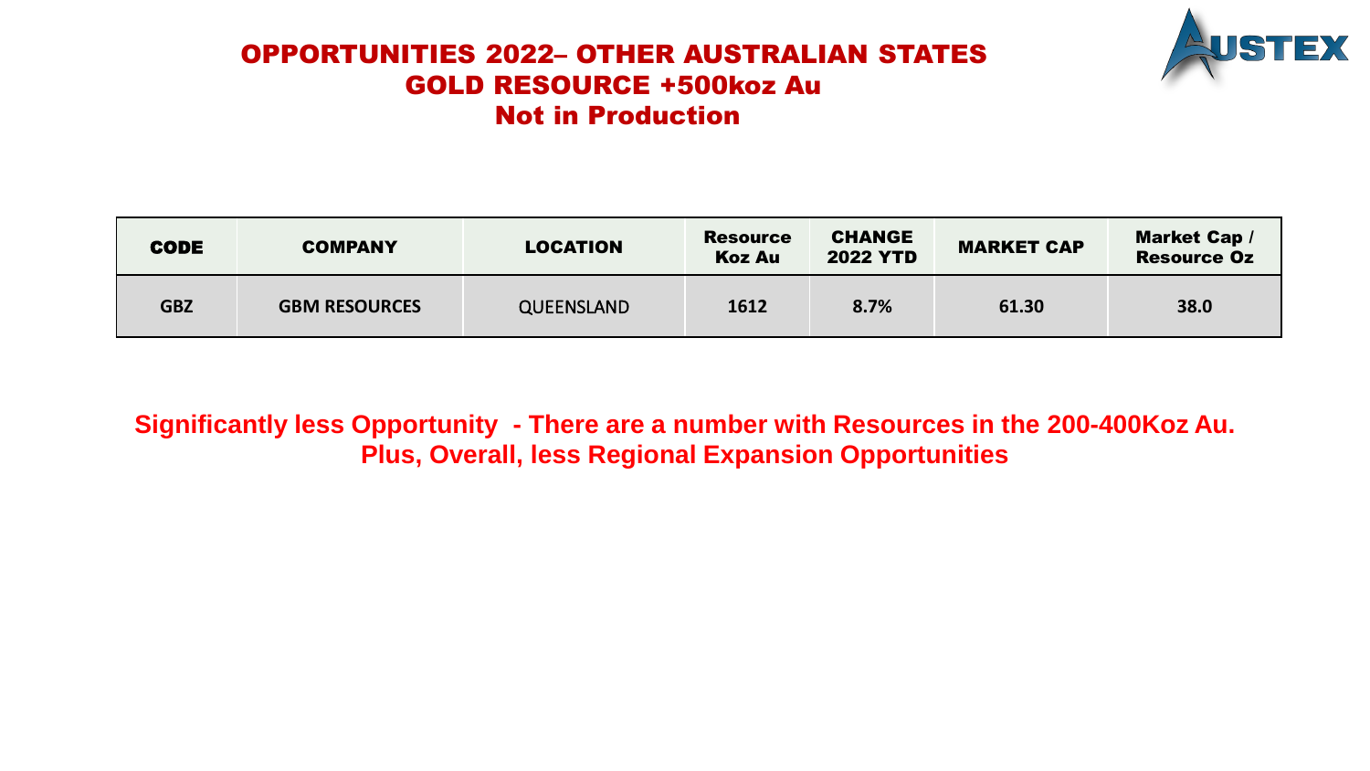# OPPORTUNITIES 2022– OTHER AUSTRALIAN STATES
## GOLD RESOURCE +500koz Au
## Not in Production

| CODE | COMPANY | LOCATION | Resource Koz Au | CHANGE 2022 YTD | MARKET CAP | Market Cap / Resource Oz |
|---|---|---|---|---|---|---|
| GBZ | GBM RESOURCES | QUEENSLAND | 1612 | 8.7% | 61.30 | 38.0 |

**Significantly less Opportunity - There are a number with Resources in the 200-400Koz Au. Plus, Overall, less Regional Expansion Opportunities**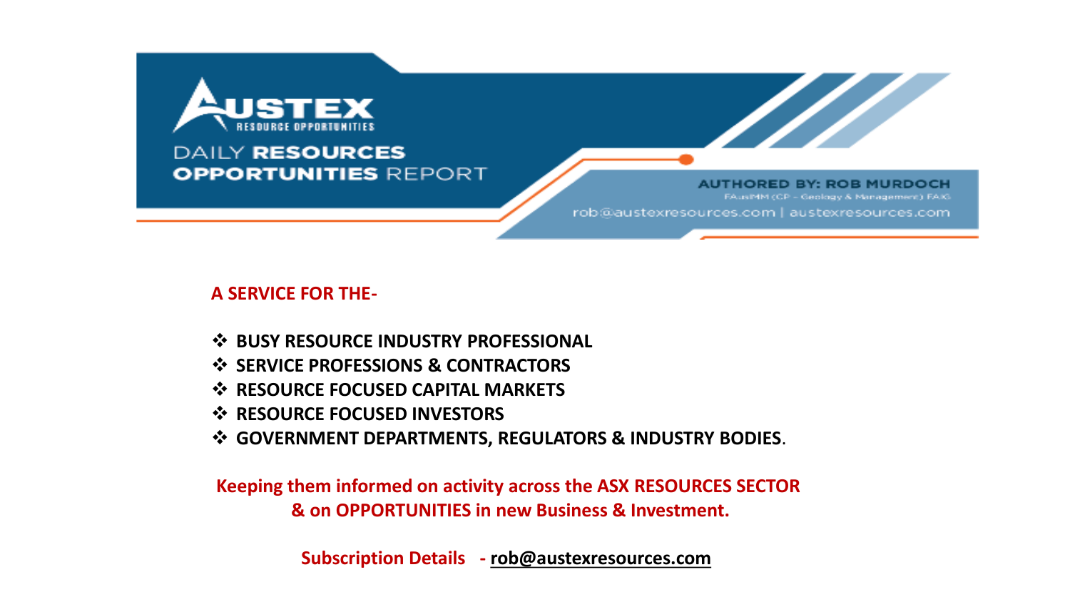AUSTEX RESOURCE OPPORTUNITIES

DAILY **RESOURCES OPPORTUNITIES** REPORT

AUTHORED BY: ROB MURDOCH

FAusIMM (CP – Geology & Management) FAIG

rob@austexresources.com | austexresources.com

**A SERVICE FOR THE-**

- **BUSY RESOURCE INDUSTRY PROFESSIONAL**
- **SERVICE PROFESSIONS & CONTRACTORS**
- **RESOURCE FOCUSED CAPITAL MARKETS**
- **RESOURCE FOCUSED INVESTORS**
- **GOVERNMENT DEPARTMENTS, REGULATORS & INDUSTRY BODIES**.

**Keeping them informed on activity across the ASX RESOURCES SECTOR & on OPPORTUNITIES in new Business & Investment.**

**Subscription Details - rob@austexresources.com**